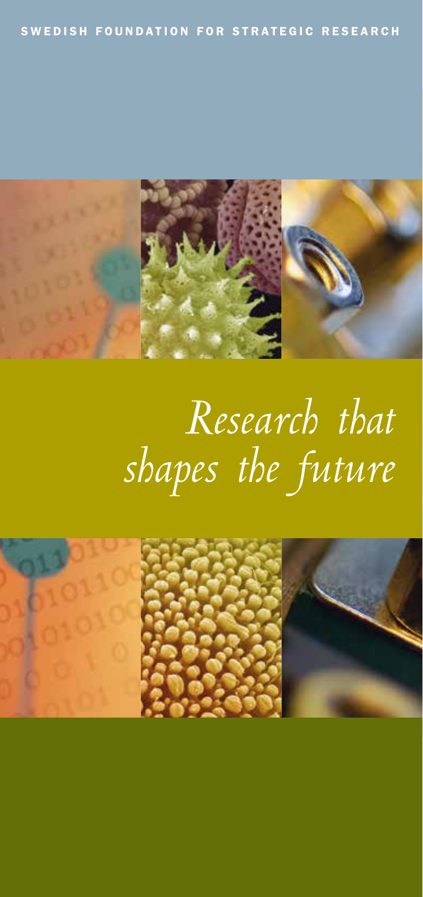SWEDISH FOUNDATION FOR STRATEGIC RESEARCH

# *Research that shapes the future*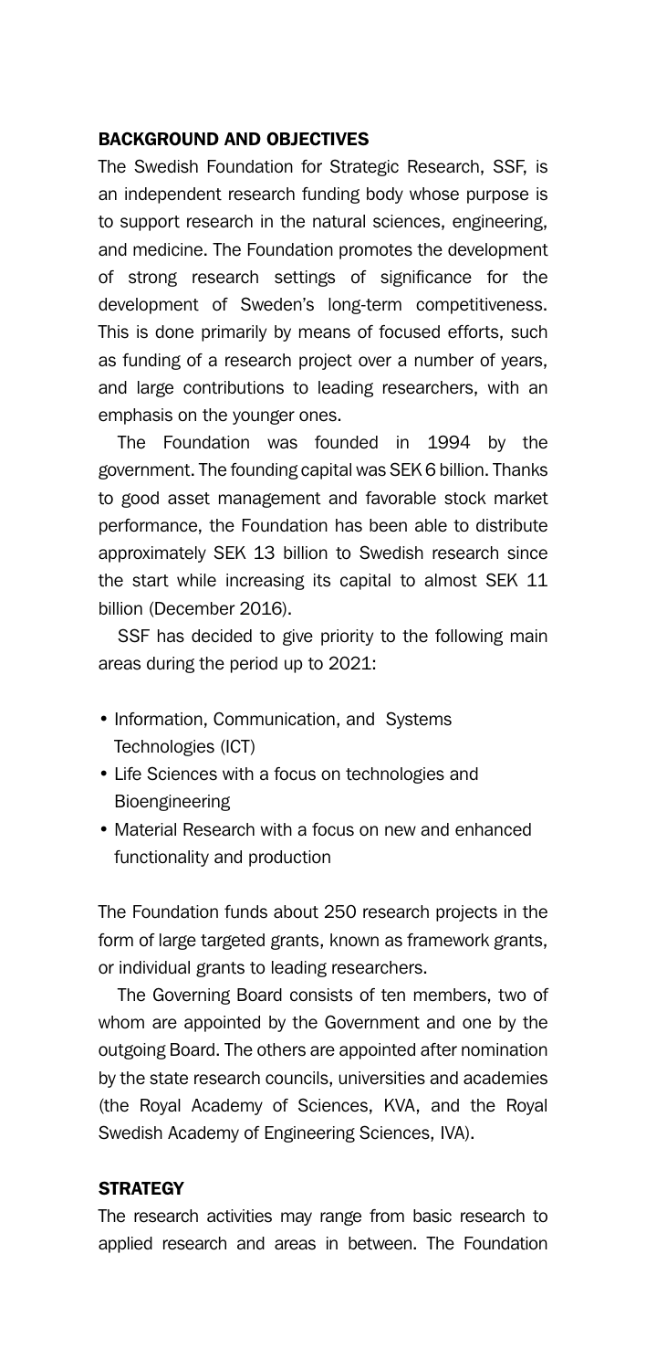## BACKGROUND AND OBJECTIVES

The Swedish Foundation for Strategic Research, SSF, is an independent research funding body whose purpose is to support research in the natural sciences, engineering, and medicine. The Foundation promotes the development of strong research settings of significance for the development of Sweden's long-term competitiveness. This is done primarily by means of focused efforts, such as funding of a research project over a number of years, and large contributions to leading researchers, with an emphasis on the younger ones.

The Foundation was founded in 1994 by the government. The founding capital was SEK 6 billion. Thanks to good asset management and favorable stock market performance, the Foundation has been able to distribute approximately SEK 13 billion to Swedish research since the start while increasing its capital to almost SEK 11 billion (December 2016).

SSF has decided to give priority to the following main areas during the period up to 2021:

- Information, Communication, and Systems Technologies (ICT)
- Life Sciences with a focus on technologies and Bioengineering
- Material Research with a focus on new and enhanced functionality and production

The Foundation funds about 250 research projects in the form of large targeted grants, known as framework grants, or individual grants to leading researchers.

The Governing Board consists of ten members, two of whom are appointed by the Government and one by the outgoing Board. The others are appointed after nomination by the state research councils, universities and academies (the Royal Academy of Sciences, KVA, and the Royal Swedish Academy of Engineering Sciences, IVA).

## STRATEGY

The research activities may range from basic research to applied research and areas in between. The Foundation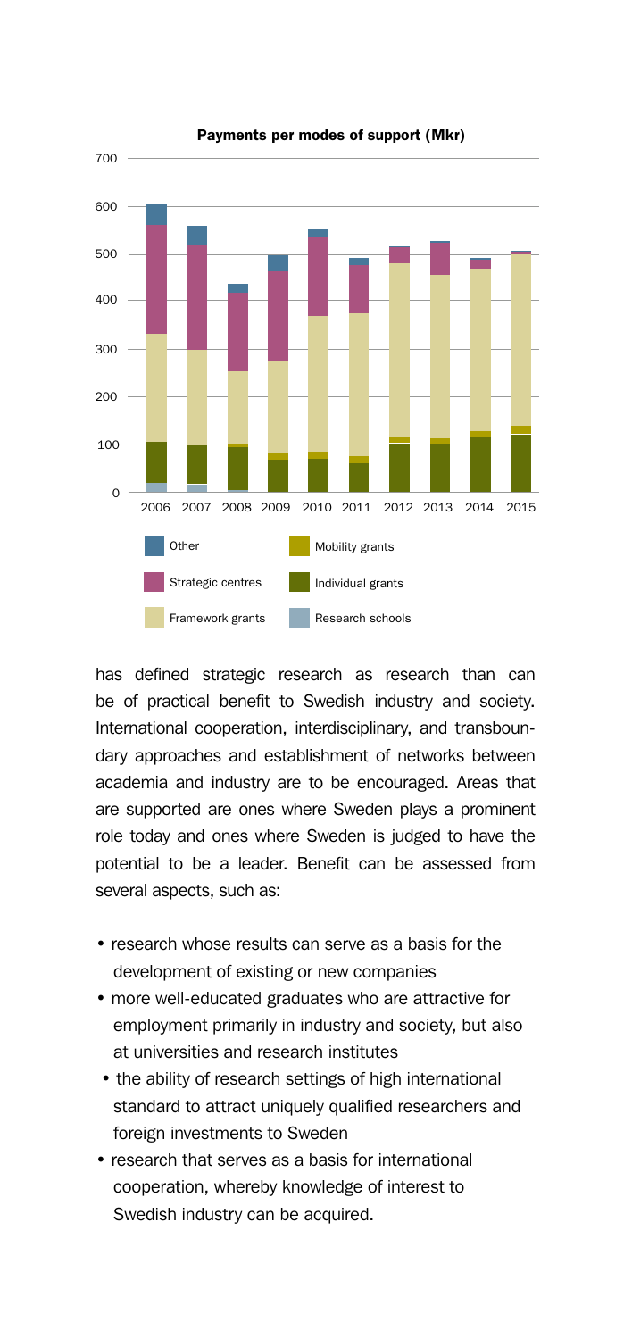**Payments per modes of support (Mkr)**

has defined strategic research as research than can be of practical benefit to Swedish industry and society. International cooperation, interdisciplinary, and transboundary approaches and establishment of networks between academia and industry are to be encouraged. Areas that are supported are ones where Sweden plays a prominent role today and ones where Sweden is judged to have the potential to be a leader. Benefit can be assessed from several aspects, such as:

- research whose results can serve as a basis for the development of existing or new companies
- more well-educated graduates who are attractive for employment primarily in industry and society, but also at universities and research institutes
- the ability of research settings of high international standard to attract uniquely qualified researchers and foreign investments to Sweden
- research that serves as a basis for international cooperation, whereby knowledge of interest to Swedish industry can be acquired.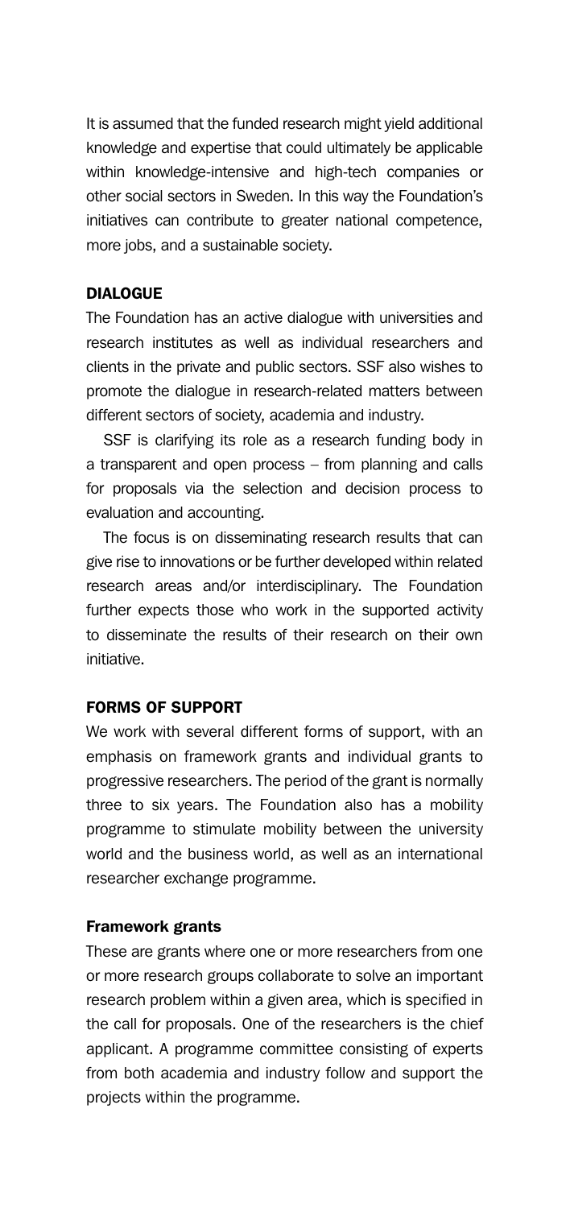It is assumed that the funded research might yield additional knowledge and expertise that could ultimately be applicable within knowledge-intensive and high-tech companies or other social sectors in Sweden. In this way the Foundation's initiatives can contribute to greater national competence, more jobs, and a sustainable society.

## DIALOGUE

The Foundation has an active dialogue with universities and research institutes as well as individual researchers and clients in the private and public sectors. SSF also wishes to promote the dialogue in research-related matters between different sectors of society, academia and industry.

SSF is clarifying its role as a research funding body in a transparent and open process – from planning and calls for proposals via the selection and decision process to evaluation and accounting.

The focus is on disseminating research results that can give rise to innovations or be further developed within related research areas and/or interdisciplinary. The Foundation further expects those who work in the supported activity to disseminate the results of their research on their own initiative.

## FORMS OF SUPPORT

We work with several different forms of support, with an emphasis on framework grants and individual grants to progressive researchers. The period of the grant is normally three to six years. The Foundation also has a mobility programme to stimulate mobility between the university world and the business world, as well as an international researcher exchange programme.

### Framework grants

These are grants where one or more researchers from one or more research groups collaborate to solve an important research problem within a given area, which is specified in the call for proposals. One of the researchers is the chief applicant. A programme committee consisting of experts from both academia and industry follow and support the projects within the programme.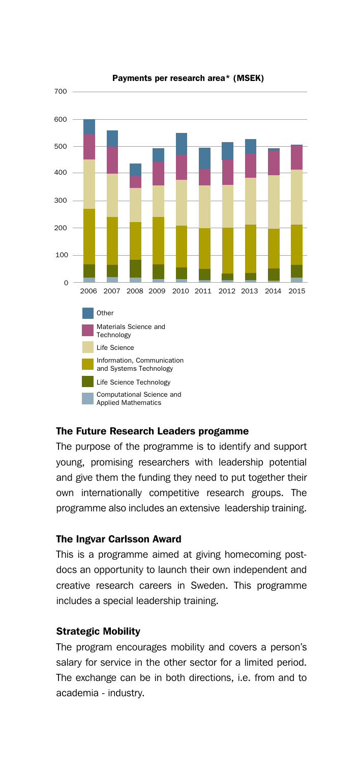**Payments per research area\* (MSEK)**

- Other
- Materials Science and Technology
- Life Science
- Information, Communication and Systems Technology
- Life Science Technology
- Computational Science and Applied Mathematics

### The Future Research Leaders progamme

The purpose of the programme is to identify and support young, promising researchers with leadership potential and give them the funding they need to put together their own internationally competitive research groups. The programme also includes an extensive leadership training.

### The Ingvar Carlsson Award

This is a programme aimed at giving homecoming post-docs an opportunity to launch their own independent and creative research careers in Sweden. This programme includes a special leadership training.

### Strategic Mobility

The program encourages mobility and covers a person's salary for service in the other sector for a limited period. The exchange can be in both directions, i.e. from and to academia - industry.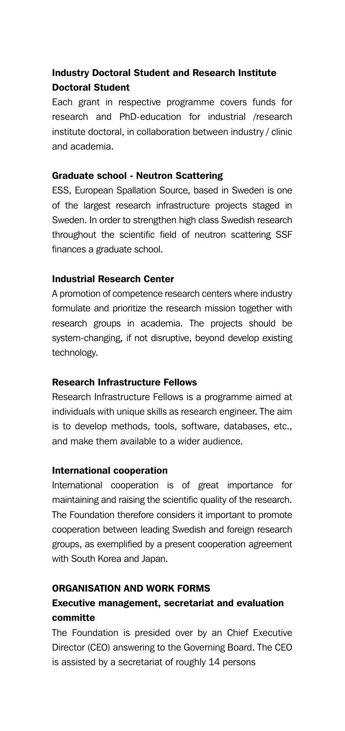### Industry Doctoral Student and Research Institute Doctoral Student

Each grant in respective programme covers funds for research and PhD-education for industrial /research institute doctoral, in collaboration between industry / clinic and academia.

### Graduate school - Neutron Scattering

ESS, European Spallation Source, based in Sweden is one of the largest research infrastructure projects staged in Sweden. In order to strengthen high class Swedish research throughout the scientific field of neutron scattering SSF finances a graduate school.

### Industrial Research Center

A promotion of competence research centers where industry formulate and prioritize the research mission together with research groups in academia. The projects should be system-changing, if not disruptive, beyond develop existing technology.

### Research Infrastructure Fellows

Research Infrastructure Fellows is a programme aimed at individuals with unique skills as research engineer. The aim is to develop methods, tools, software, databases, etc., and make them available to a wider audience.

### International cooperation

International cooperation is of great importance for maintaining and raising the scientific quality of the research. The Foundation therefore considers it important to promote cooperation between leading Swedish and foreign research groups, as exemplified by a present cooperation agreement with South Korea and Japan.

## ORGANISATION AND WORK FORMS

### Executive management, secretariat and evaluation committe

The Foundation is presided over by an Chief Executive Director (CEO) answering to the Governing Board. The CEO is assisted by a secretariat of roughly 14 persons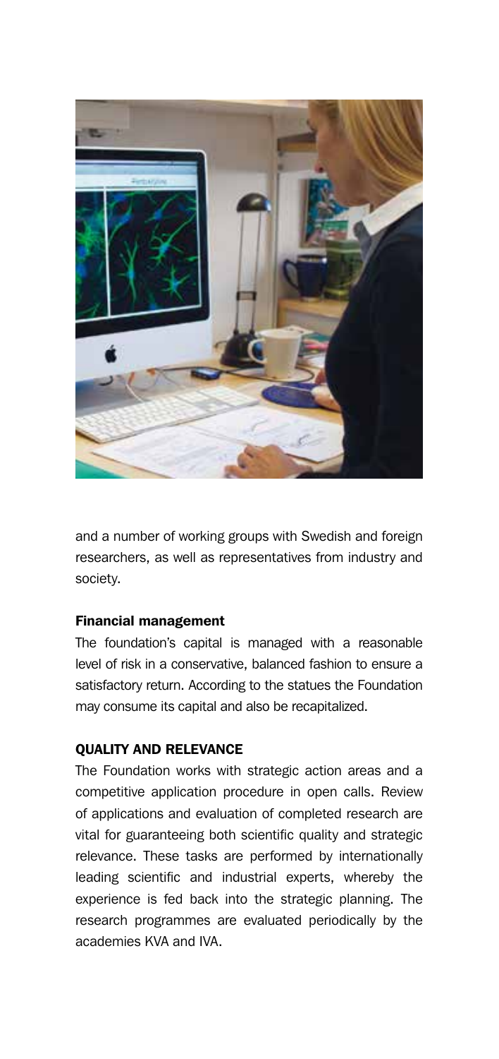and a number of working groups with Swedish and foreign researchers, as well as representatives from industry and society.

### Financial management

The foundation's capital is managed with a reasonable level of risk in a conservative, balanced fashion to ensure a satisfactory return. According to the statues the Foundation may consume its capital and also be recapitalized.

## QUALITY AND RELEVANCE

The Foundation works with strategic action areas and a competitive application procedure in open calls. Review of applications and evaluation of completed research are vital for guaranteeing both scientific quality and strategic relevance. These tasks are performed by internationally leading scientific and industrial experts, whereby the experience is fed back into the strategic planning. The research programmes are evaluated periodically by the academies KVA and IVA.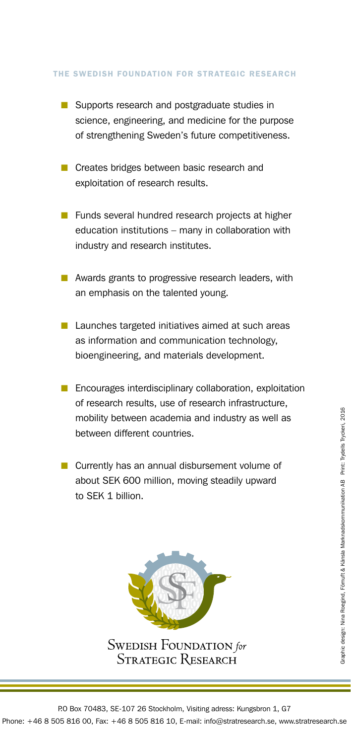## THE SWEDISH FOUNDATION FOR STRATEGIC RESEARCH

- Supports research and postgraduate studies in science, engineering, and medicine for the purpose of strengthening Sweden's future competitiveness.
- Creates bridges between basic research and exploitation of research results.
- Funds several hundred research projects at higher education institutions – many in collaboration with industry and research institutes.
- Awards grants to progressive research leaders, with an emphasis on the talented young.
- Launches targeted initiatives aimed at such areas as information and communication technology, bioengineering, and materials development.
- Encourages interdisciplinary collaboration, exploitation of research results, use of research infrastructure, mobility between academia and industry as well as between different countries.
- Currently has an annual disbursement volume of about SEK 600 million, moving steadily upward to SEK 1 billion.

SWEDISH FOUNDATION *for* STRATEGIC RESEARCH

Graphic design: Nina Roegind, Förnuft & Känsla Marknadskommunikation AB Print: Trydells Tryckeri, 2016

P.O Box 70483, SE-107 26 Stockholm, Visiting adress: Kungsbron 1, G7
Phone: +46 8 505 816 00, Fax: +46 8 505 816 10, E-mail: info@stratresearch.se, www.stratresearch.se